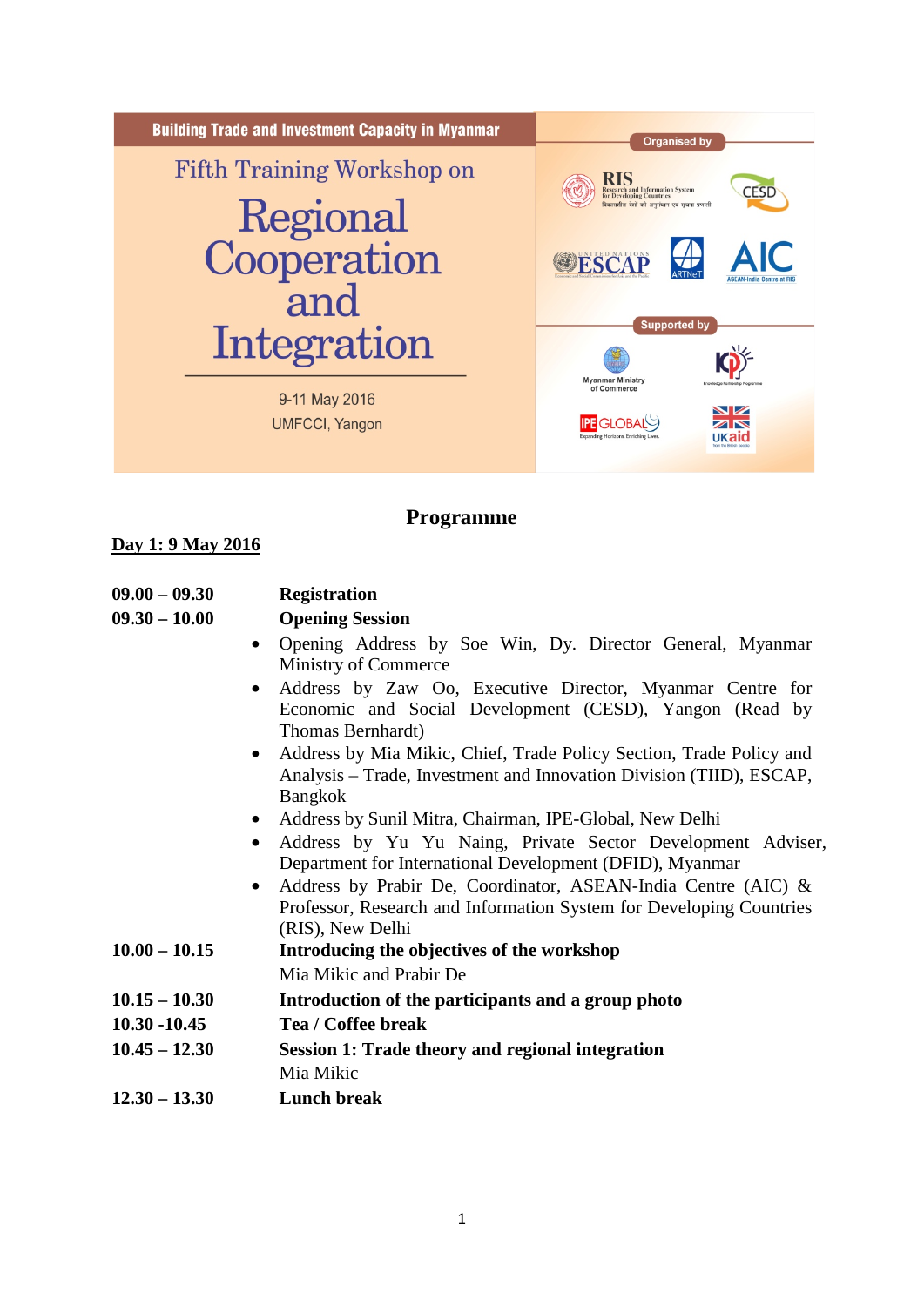**Building Trade and Investment Capacity in Myanmar**

Fifth Training Workshop on

# Regional Cooperation and Integration

9-11 May 2016

UMFCCI, Yangon

Organised by

RIS Research and Information System for Developing Countries

CESD

ESCAP

ARTNeT

AIC ASEAN-India Centre at RIS

Supported by

Myanmar Ministry of Commerce

KPP

IPE GLOBAL Expanding Horizons. Enriching Lives.

UKaid

## Programme

**Day 1: 9 May 2016**

**09.00 – 09.30** **Registration**

**09.30 – 10.00** **Opening Session**

- Opening Address by Soe Win, Dy. Director General, Myanmar Ministry of Commerce
- Address by Zaw Oo, Executive Director, Myanmar Centre for Economic and Social Development (CESD), Yangon (Read by Thomas Bernhardt)
- Address by Mia Mikic, Chief, Trade Policy Section, Trade Policy and Analysis – Trade, Investment and Innovation Division (TIID), ESCAP, Bangkok
- Address by Sunil Mitra, Chairman, IPE-Global, New Delhi
- Address by Yu Yu Naing, Private Sector Development Adviser, Department for International Development (DFID), Myanmar
- Address by Prabir De, Coordinator, ASEAN-India Centre (AIC) & Professor, Research and Information System for Developing Countries (RIS), New Delhi

**10.00 – 10.15** **Introducing the objectives of the workshop**
Mia Mikic and Prabir De

**10.15 – 10.30** **Introduction of the participants and a group photo**

**10.30 -10.45** **Tea / Coffee break**

**10.45 – 12.30** **Session 1: Trade theory and regional integration**
Mia Mikic

**12.30 – 13.30** **Lunch break**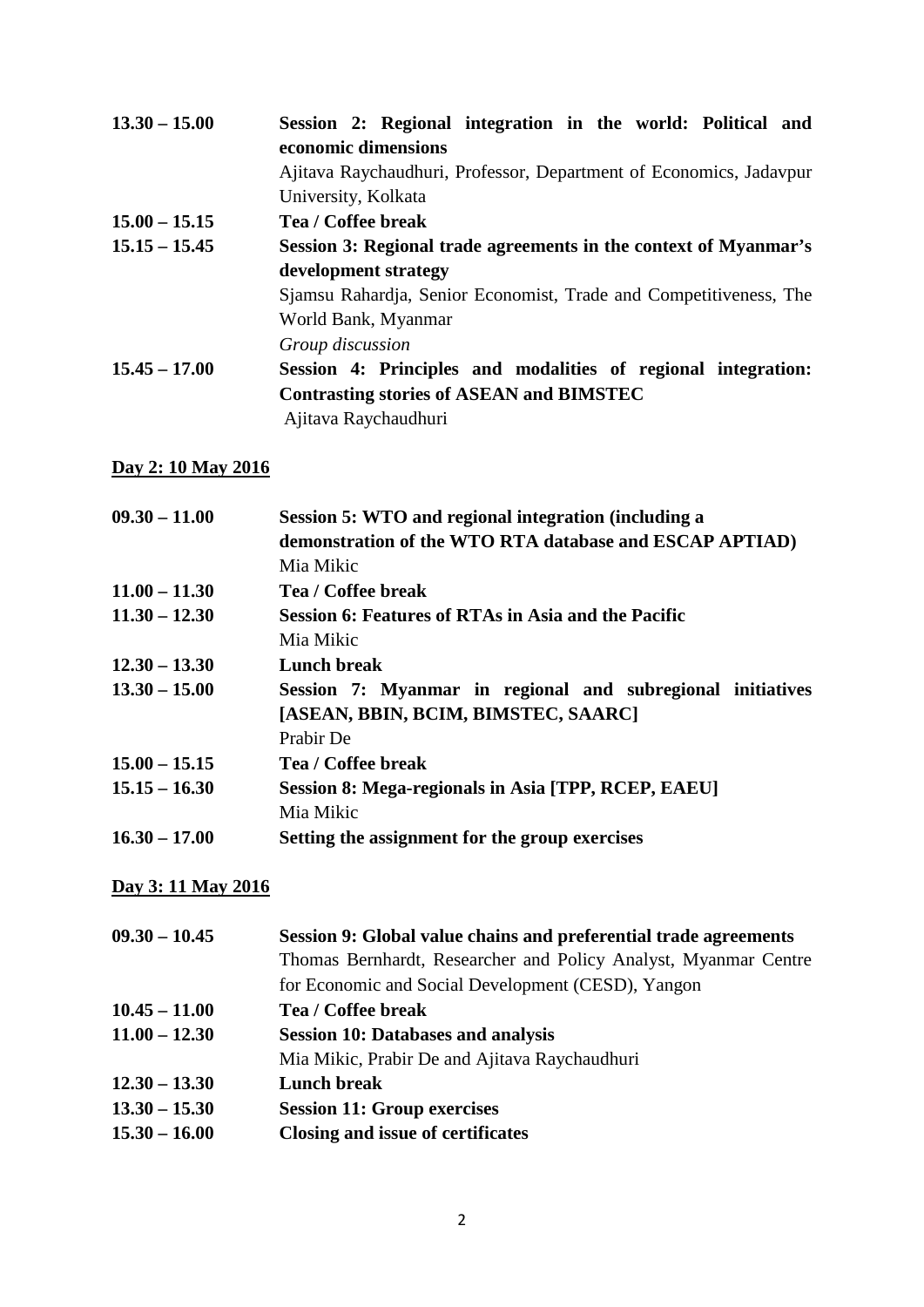| | |
|---|---|
| **13.30 – 15.00** | **Session 2: Regional integration in the world: Political and economic dimensions**<br>Ajitava Raychaudhuri, Professor, Department of Economics, Jadavpur University, Kolkata |
| **15.00 – 15.15** | **Tea / Coffee break** |
| **15.15 – 15.45** | **Session 3: Regional trade agreements in the context of Myanmar's development strategy**<br>Sjamsu Rahardja, Senior Economist, Trade and Competitiveness, The World Bank, Myanmar<br>*Group discussion* |
| **15.45 – 17.00** | **Session 4: Principles and modalities of regional integration: Contrasting stories of ASEAN and BIMSTEC**<br>Ajitava Raychaudhuri |

## Day 2: 10 May 2016

| | |
|---|---|
| **09.30 – 11.00** | **Session 5: WTO and regional integration (including a demonstration of the WTO RTA database and ESCAP APTIAD)**<br>Mia Mikic |
| **11.00 – 11.30** | **Tea / Coffee break** |
| **11.30 – 12.30** | **Session 6: Features of RTAs in Asia and the Pacific**<br>Mia Mikic |
| **12.30 – 13.30** | **Lunch break** |
| **13.30 – 15.00** | **Session 7: Myanmar in regional and subregional initiatives [ASEAN, BBIN, BCIM, BIMSTEC, SAARC]**<br>Prabir De |
| **15.00 – 15.15** | **Tea / Coffee break** |
| **15.15 – 16.30** | **Session 8: Mega-regionals in Asia [TPP, RCEP, EAEU]**<br>Mia Mikic |
| **16.30 – 17.00** | **Setting the assignment for the group exercises** |

## Day 3: 11 May 2016

| | |
|---|---|
| **09.30 – 10.45** | **Session 9: Global value chains and preferential trade agreements**<br>Thomas Bernhardt, Researcher and Policy Analyst, Myanmar Centre for Economic and Social Development (CESD), Yangon |
| **10.45 – 11.00** | **Tea / Coffee break** |
| **11.00 – 12.30** | **Session 10: Databases and analysis**<br>Mia Mikic, Prabir De and Ajitava Raychaudhuri |
| **12.30 – 13.30** | **Lunch break** |
| **13.30 – 15.30** | **Session 11: Group exercises** |
| **15.30 – 16.00** | **Closing and issue of certificates** |